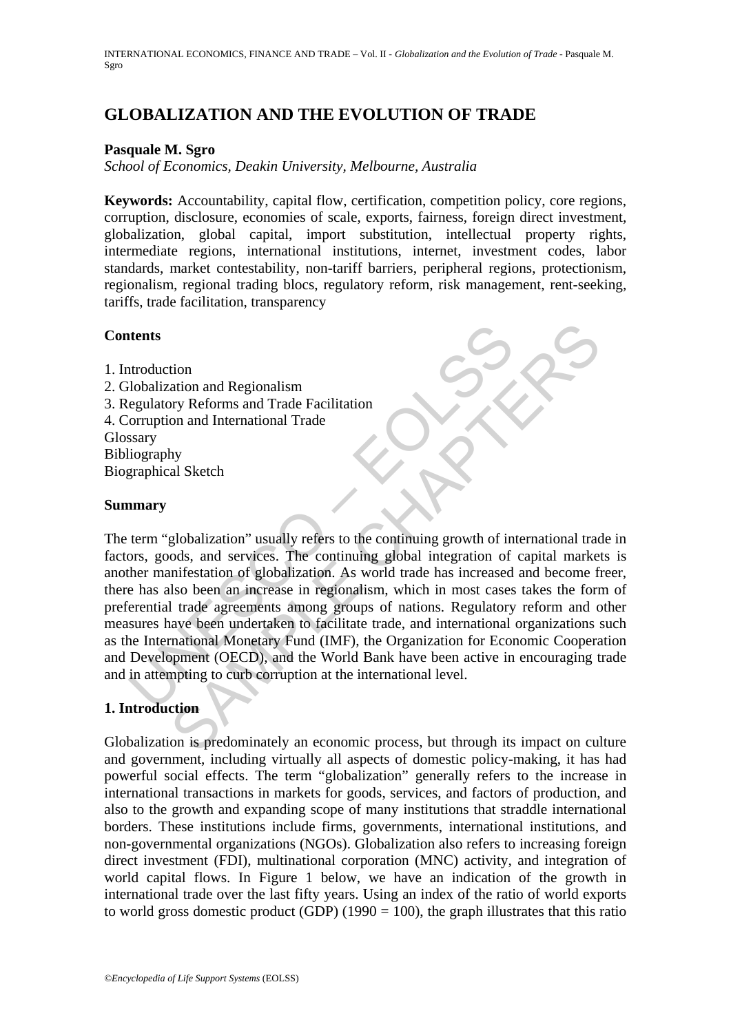# GLOBALIZATION AND THE EVOLUTION OF TRADE

**Pasquale M. Sgro**

*School of Economics, Deakin University, Melbourne, Australia*

**Keywords:** Accountability, capital flow, certification, competition policy, core regions, corruption, disclosure, economies of scale, exports, fairness, foreign direct investment, globalization, global capital, import substitution, intellectual property rights, intermediate regions, international institutions, internet, investment codes, labor standards, market contestability, non-tariff barriers, peripheral regions, protectionism, regionalism, regional trading blocs, regulatory reform, risk management, rent-seeking, tariffs, trade facilitation, transparency

## Contents

1. Introduction
2. Globalization and Regionalism
3. Regulatory Reforms and Trade Facilitation
4. Corruption and International Trade

Glossary
Bibliography
Biographical Sketch

## Summary

The term "globalization" usually refers to the continuing growth of international trade in factors, goods, and services. The continuing global integration of capital markets is another manifestation of globalization. As world trade has increased and become freer, there has also been an increase in regionalism, which in most cases takes the form of preferential trade agreements among groups of nations. Regulatory reform and other measures have been undertaken to facilitate trade, and international organizations such as the International Monetary Fund (IMF), the Organization for Economic Cooperation and Development (OECD), and the World Bank have been active in encouraging trade and in attempting to curb corruption at the international level.

## 1. Introduction

Globalization is predominately an economic process, but through its impact on culture and government, including virtually all aspects of domestic policy-making, it has had powerful social effects. The term "globalization" generally refers to the increase in international transactions in markets for goods, services, and factors of production, and also to the growth and expanding scope of many institutions that straddle international borders. These institutions include firms, governments, international institutions, and non-governmental organizations (NGOs). Globalization also refers to increasing foreign direct investment (FDI), multinational corporation (MNC) activity, and integration of world capital flows. In Figure 1 below, we have an indication of the growth in international trade over the last fifty years. Using an index of the ratio of world exports to world gross domestic product (GDP) (1990 = 100), the graph illustrates that this ratio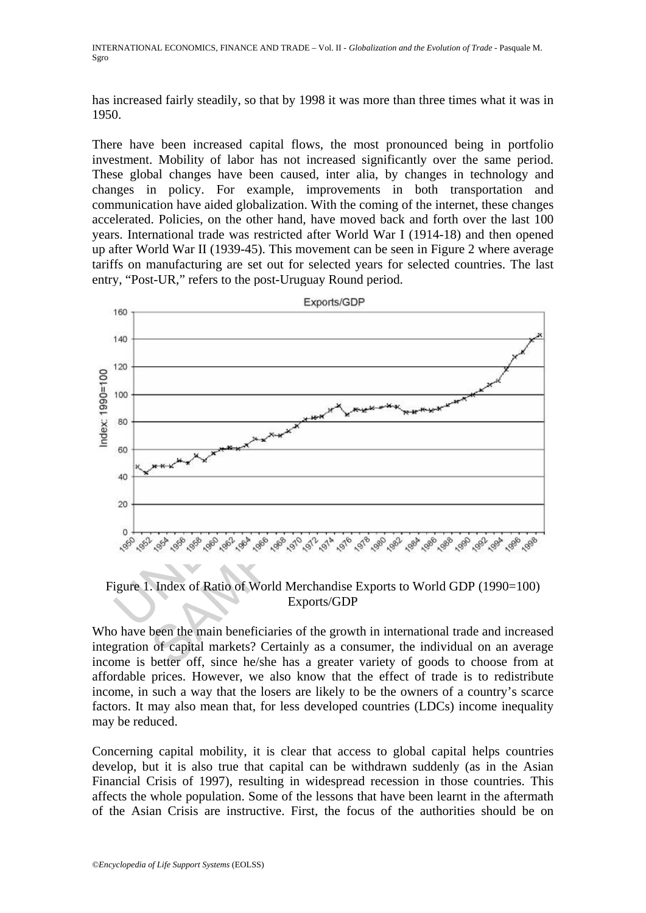has increased fairly steadily, so that by 1998 it was more than three times what it was in 1950.

There have been increased capital flows, the most pronounced being in portfolio investment. Mobility of labor has not increased significantly over the same period. These global changes have been caused, inter alia, by changes in technology and changes in policy. For example, improvements in both transportation and communication have aided globalization. With the coming of the internet, these changes accelerated. Policies, on the other hand, have moved back and forth over the last 100 years. International trade was restricted after World War I (1914-18) and then opened up after World War II (1939-45). This movement can be seen in Figure 2 where average tariffs on manufacturing are set out for selected years for selected countries. The last entry, "Post-UR," refers to the post-Uruguay Round period.

Figure 1. Index of Ratio of World Merchandise Exports to World GDP (1990=100) Exports/GDP

Who have been the main beneficiaries of the growth in international trade and increased integration of capital markets? Certainly as a consumer, the individual on an average income is better off, since he/she has a greater variety of goods to choose from at affordable prices. However, we also know that the effect of trade is to redistribute income, in such a way that the losers are likely to be the owners of a country's scarce factors. It may also mean that, for less developed countries (LDCs) income inequality may be reduced.

Concerning capital mobility, it is clear that access to global capital helps countries develop, but it is also true that capital can be withdrawn suddenly (as in the Asian Financial Crisis of 1997), resulting in widespread recession in those countries. This affects the whole population. Some of the lessons that have been learnt in the aftermath of the Asian Crisis are instructive. First, the focus of the authorities should be on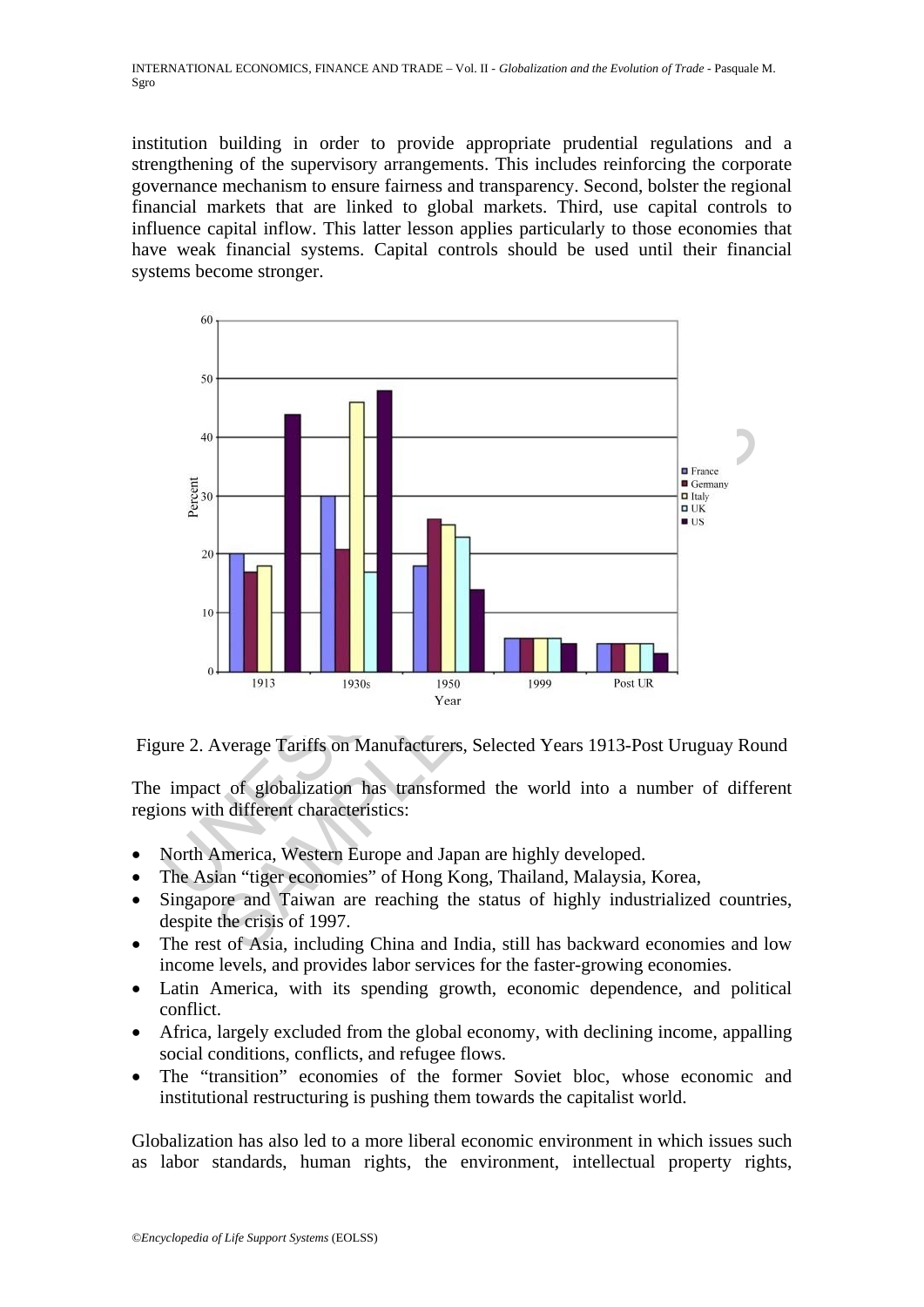institution building in order to provide appropriate prudential regulations and a strengthening of the supervisory arrangements. This includes reinforcing the corporate governance mechanism to ensure fairness and transparency. Second, bolster the regional financial markets that are linked to global markets. Third, use capital controls to influence capital inflow. This latter lesson applies particularly to those economies that have weak financial systems. Capital controls should be used until their financial systems become stronger.

Figure 2. Average Tariffs on Manufacturers, Selected Years 1913-Post Uruguay Round

The impact of globalization has transformed the world into a number of different regions with different characteristics:

- North America, Western Europe and Japan are highly developed.
- The Asian "tiger economies" of Hong Kong, Thailand, Malaysia, Korea,
- Singapore and Taiwan are reaching the status of highly industrialized countries, despite the crisis of 1997.
- The rest of Asia, including China and India, still has backward economies and low income levels, and provides labor services for the faster-growing economies.
- Latin America, with its spending growth, economic dependence, and political conflict.
- Africa, largely excluded from the global economy, with declining income, appalling social conditions, conflicts, and refugee flows.
- The "transition" economies of the former Soviet bloc, whose economic and institutional restructuring is pushing them towards the capitalist world.

Globalization has also led to a more liberal economic environment in which issues such as labor standards, human rights, the environment, intellectual property rights,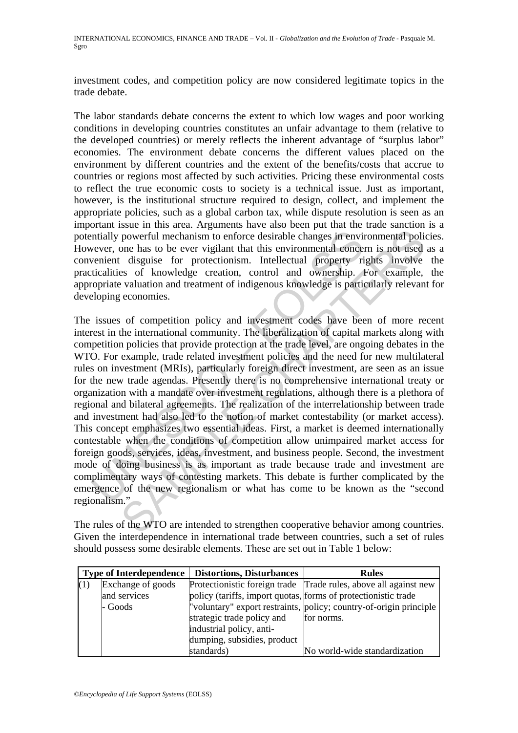investment codes, and competition policy are now considered legitimate topics in the trade debate.

The labor standards debate concerns the extent to which low wages and poor working conditions in developing countries constitutes an unfair advantage to them (relative to the developed countries) or merely reflects the inherent advantage of "surplus labor" economies. The environment debate concerns the different values placed on the environment by different countries and the extent of the benefits/costs that accrue to countries or regions most affected by such activities. Pricing these environmental costs to reflect the true economic costs to society is a technical issue. Just as important, however, is the institutional structure required to design, collect, and implement the appropriate policies, such as a global carbon tax, while dispute resolution is seen as an important issue in this area. Arguments have also been put that the trade sanction is a potentially powerful mechanism to enforce desirable changes in environmental policies. However, one has to be ever vigilant that this environmental concern is not used as a convenient disguise for protectionism. Intellectual property rights involve the practicalities of knowledge creation, control and ownership. For example, the appropriate valuation and treatment of indigenous knowledge is particularly relevant for developing economies.

The issues of competition policy and investment codes have been of more recent interest in the international community. The liberalization of capital markets along with competition policies that provide protection at the trade level, are ongoing debates in the WTO. For example, trade related investment policies and the need for new multilateral rules on investment (MRIs), particularly foreign direct investment, are seen as an issue for the new trade agendas. Presently there is no comprehensive international treaty or organization with a mandate over investment regulations, although there is a plethora of regional and bilateral agreements. The realization of the interrelationship between trade and investment had also led to the notion of market contestability (or market access). This concept emphasizes two essential ideas. First, a market is deemed internationally contestable when the conditions of competition allow unimpaired market access for foreign goods, services, ideas, investment, and business people. Second, the investment mode of doing business is as important as trade because trade and investment are complimentary ways of contesting markets. This debate is further complicated by the emergence of the new regionalism or what has come to be known as the "second regionalism."

The rules of the WTO are intended to strengthen cooperative behavior among countries. Given the interdependence in international trade between countries, such a set of rules should possess some desirable elements. These are set out in Table 1 below:

| Type of Interdependence | | Distortions, Disturbances | Rules |
|---|---|---|---|
| (1) | Exchange of goods and services<br>- Goods | Protectionistic foreign trade policy (tariffs, import quotas, "voluntary" export restraints, strategic trade policy and industrial policy, anti-dumping, subsidies, product standards) | Trade rules, above all against new forms of protectionistic trade policy; country-of-origin principle for norms.<br><br>No world-wide standardization |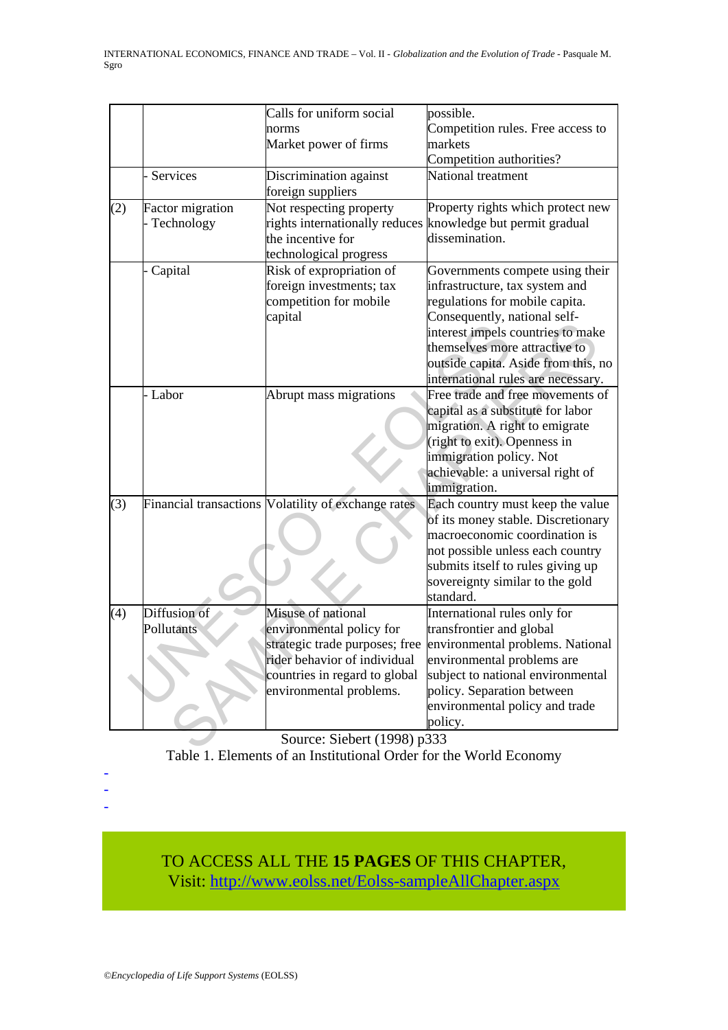|  |  |  |  |
|---|---|---|---|
|  |  | Calls for uniform social norms<br>Market power of firms | possible.<br>Competition rules. Free access to markets<br>Competition authorities? |
|  | - Services | Discrimination against foreign suppliers | National treatment |
| (2) | Factor migration<br>- Technology | Not respecting property rights internationally reduces the incentive for technological progress | Property rights which protect new knowledge but permit gradual dissemination. |
|  | - Capital | Risk of expropriation of foreign investments; tax competition for mobile capital | Governments compete using their infrastructure, tax system and regulations for mobile capita. Consequently, national self-interest impels countries to make themselves more attractive to outside capita. Aside from this, no international rules are necessary. |
|  | - Labor | Abrupt mass migrations | Free trade and free movements of capital as a substitute for labor migration. A right to emigrate (right to exit). Openness in immigration policy. Not achievable: a universal right of immigration. |
| (3) | Financial transactions | Volatility of exchange rates | Each country must keep the value of its money stable. Discretionary macroeconomic coordination is not possible unless each country submits itself to rules giving up sovereignty similar to the gold standard. |
| (4) | Diffusion of Pollutants | Misuse of national environmental policy for strategic trade purposes; free rider behavior of individual countries in regard to global environmental problems. | International rules only for transfrontier and global environmental problems. National environmental problems are subject to national environmental policy. Separation between environmental policy and trade policy. |

Source: Siebert (1998) p333

Table 1. Elements of an Institutional Order for the World Economy

-
-
-

TO ACCESS ALL THE **15 PAGES** OF THIS CHAPTER,
Visit: http://www.eolss.net/Eolss-sampleAllChapter.aspx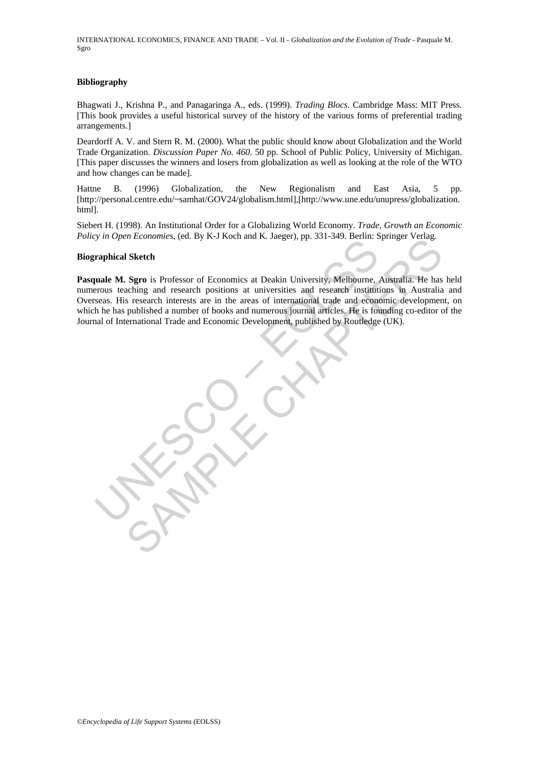## Bibliography

Bhagwati J., Krishna P., and Panagaringa A., eds. (1999). *Trading Blocs*. Cambridge Mass: MIT Press. [This book provides a useful historical survey of the history of the various forms of preferential trading arrangements.]

Deardorff A. V. and Stern R. M. (2000). What the public should know about Globalization and the World Trade Organization. *Discussion Paper No. 460*. 50 pp. School of Public Policy, University of Michigan. [This paper discusses the winners and losers from globalization as well as looking at the role of the WTO and how changes can be made].

Hattne B. (1996) Globalization, the New Regionalism and East Asia, 5 pp. [http://personal.centre.edu/~samhat/GOV24/globalism.html],[http://www.une.edu/unupress/globalization.html].

Siebert H. (1998). An Institutional Order for a Globalizing World Economy. *Trade, Growth an Economic Policy in Open Economies,* (ed. By K-J Koch and K. Jaeger), pp. 331-349. Berlin: Springer Verlag.

## Biographical Sketch

**Pasquale M. Sgro** is Professor of Economics at Deakin University, Melbourne, Australia. He has held numerous teaching and research positions at universities and research institutions in Australia and Overseas. His research interests are in the areas of international trade and economic development, on which he has published a number of books and numerous journal articles. He is founding co-editor of the Journal of International Trade and Economic Development, published by Routledge (UK).